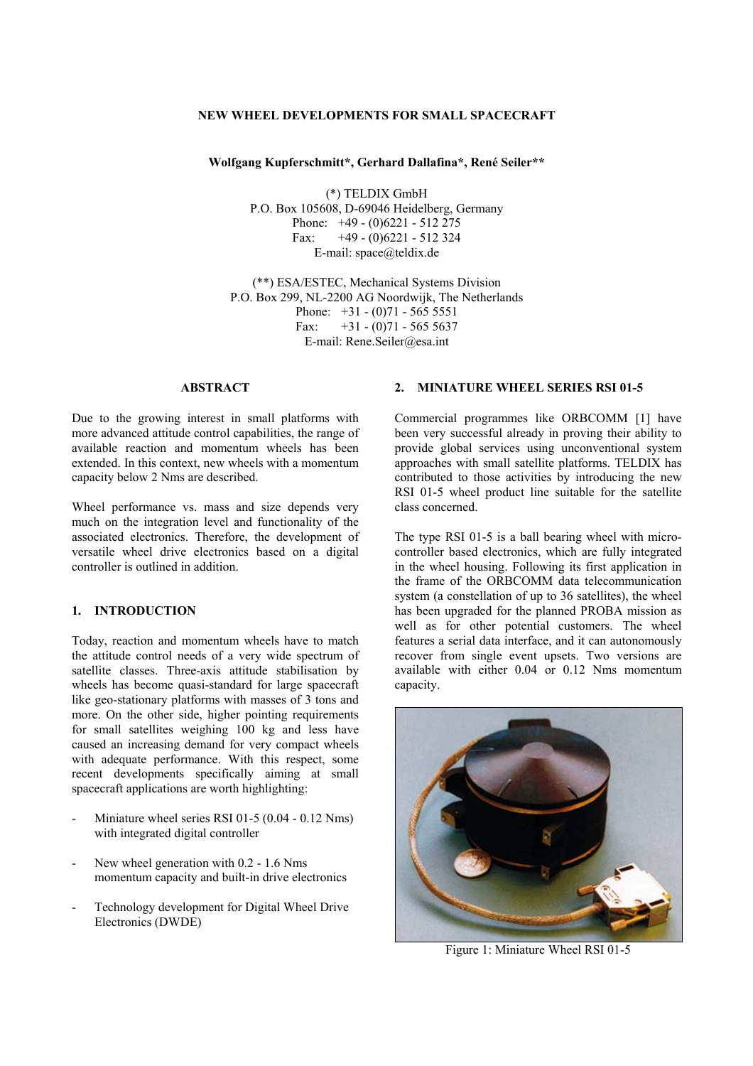# NEW WHEEL DEVELOPMENTS FOR SMALL SPACECRAFT

**Wolfgang Kupferschmitt*, Gerhard Dallafina*, René Seiler****

(*) TELDIX GmbH
P.O. Box 105608, D-69046 Heidelberg, Germany
Phone: +49 - (0)6221 - 512 275
Fax: +49 - (0)6221 - 512 324
E-mail: space@teldix.de

(**) ESA/ESTEC, Mechanical Systems Division
P.O. Box 299, NL-2200 AG Noordwijk, The Netherlands
Phone: +31 - (0)71 - 565 5551
Fax: +31 - (0)71 - 565 5637
E-mail: Rene.Seiler@esa.int

## ABSTRACT

Due to the growing interest in small platforms with more advanced attitude control capabilities, the range of available reaction and momentum wheels has been extended. In this context, new wheels with a momentum capacity below 2 Nms are described.

Wheel performance vs. mass and size depends very much on the integration level and functionality of the associated electronics. Therefore, the development of versatile wheel drive electronics based on a digital controller is outlined in addition.

## 1. INTRODUCTION

Today, reaction and momentum wheels have to match the attitude control needs of a very wide spectrum of satellite classes. Three-axis attitude stabilisation by wheels has become quasi-standard for large spacecraft like geo-stationary platforms with masses of 3 tons and more. On the other side, higher pointing requirements for small satellites weighing 100 kg and less have caused an increasing demand for very compact wheels with adequate performance. With this respect, some recent developments specifically aiming at small spacecraft applications are worth highlighting:

- Miniature wheel series RSI 01-5 (0.04 - 0.12 Nms) with integrated digital controller
- New wheel generation with 0.2 - 1.6 Nms momentum capacity and built-in drive electronics
- Technology development for Digital Wheel Drive Electronics (DWDE)

## 2. MINIATURE WHEEL SERIES RSI 01-5

Commercial programmes like ORBCOMM [1] have been very successful already in proving their ability to provide global services using unconventional system approaches with small satellite platforms. TELDIX has contributed to those activities by introducing the new RSI 01-5 wheel product line suitable for the satellite class concerned.

The type RSI 01-5 is a ball bearing wheel with micro-controller based electronics, which are fully integrated in the wheel housing. Following its first application in the frame of the ORBCOMM data telecommunication system (a constellation of up to 36 satellites), the wheel has been upgraded for the planned PROBA mission as well as for other potential customers. The wheel features a serial data interface, and it can autonomously recover from single event upsets. Two versions are available with either 0.04 or 0.12 Nms momentum capacity.

Figure 1: Miniature Wheel RSI 01-5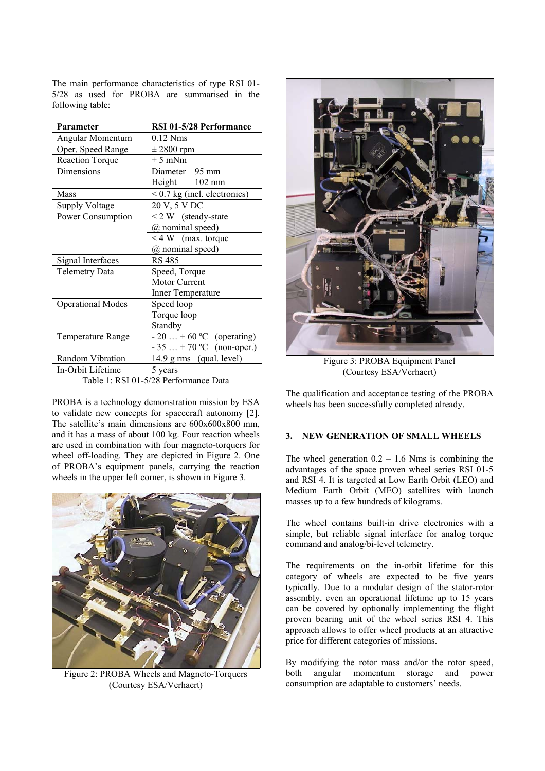The main performance characteristics of type RSI 01-5/28 as used for PROBA are summarised in the following table:

| Parameter | RSI 01-5/28 Performance |
|---|---|
| Angular Momentum | 0.12 Nms |
| Oper. Speed Range | ± 2800 rpm |
| Reaction Torque | ± 5 mNm |
| Dimensions | Diameter 95 mm<br>Height 102 mm |
| Mass | < 0.7 kg (incl. electronics) |
| Supply Voltage | 20 V, 5 V DC |
| Power Consumption | < 2 W (steady-state @ nominal speed) |
| | < 4 W (max. torque @ nominal speed) |
| Signal Interfaces | RS 485 |
| Telemetry Data | Speed, Torque<br>Motor Current<br>Inner Temperature |
| Operational Modes | Speed loop<br>Torque loop<br>Standby |
| Temperature Range | - 20 … + 60 ºC (operating)<br>- 35 … + 70 ºC (non-oper.) |
| Random Vibration | 14.9 g rms (qual. level) |
| In-Orbit Lifetime | 5 years |

Table 1: RSI 01-5/28 Performance Data

PROBA is a technology demonstration mission by ESA to validate new concepts for spacecraft autonomy [2]. The satellite's main dimensions are 600x600x800 mm, and it has a mass of about 100 kg. Four reaction wheels are used in combination with four magneto-torquers for wheel off-loading. They are depicted in Figure 2. One of PROBA's equipment panels, carrying the reaction wheels in the upper left corner, is shown in Figure 3.

Figure 2: PROBA Wheels and Magneto-Torquers (Courtesy ESA/Verhaert)

Figure 3: PROBA Equipment Panel (Courtesy ESA/Verhaert)

The qualification and acceptance testing of the PROBA wheels has been successfully completed already.

## 3. NEW GENERATION OF SMALL WHEELS

The wheel generation 0.2 – 1.6 Nms is combining the advantages of the space proven wheel series RSI 01-5 and RSI 4. It is targeted at Low Earth Orbit (LEO) and Medium Earth Orbit (MEO) satellites with launch masses up to a few hundreds of kilograms.

The wheel contains built-in drive electronics with a simple, but reliable signal interface for analog torque command and analog/bi-level telemetry.

The requirements on the in-orbit lifetime for this category of wheels are expected to be five years typically. Due to a modular design of the stator-rotor assembly, even an operational lifetime up to 15 years can be covered by optionally implementing the flight proven bearing unit of the wheel series RSI 4. This approach allows to offer wheel products at an attractive price for different categories of missions.

By modifying the rotor mass and/or the rotor speed, both angular momentum storage and power consumption are adaptable to customers' needs.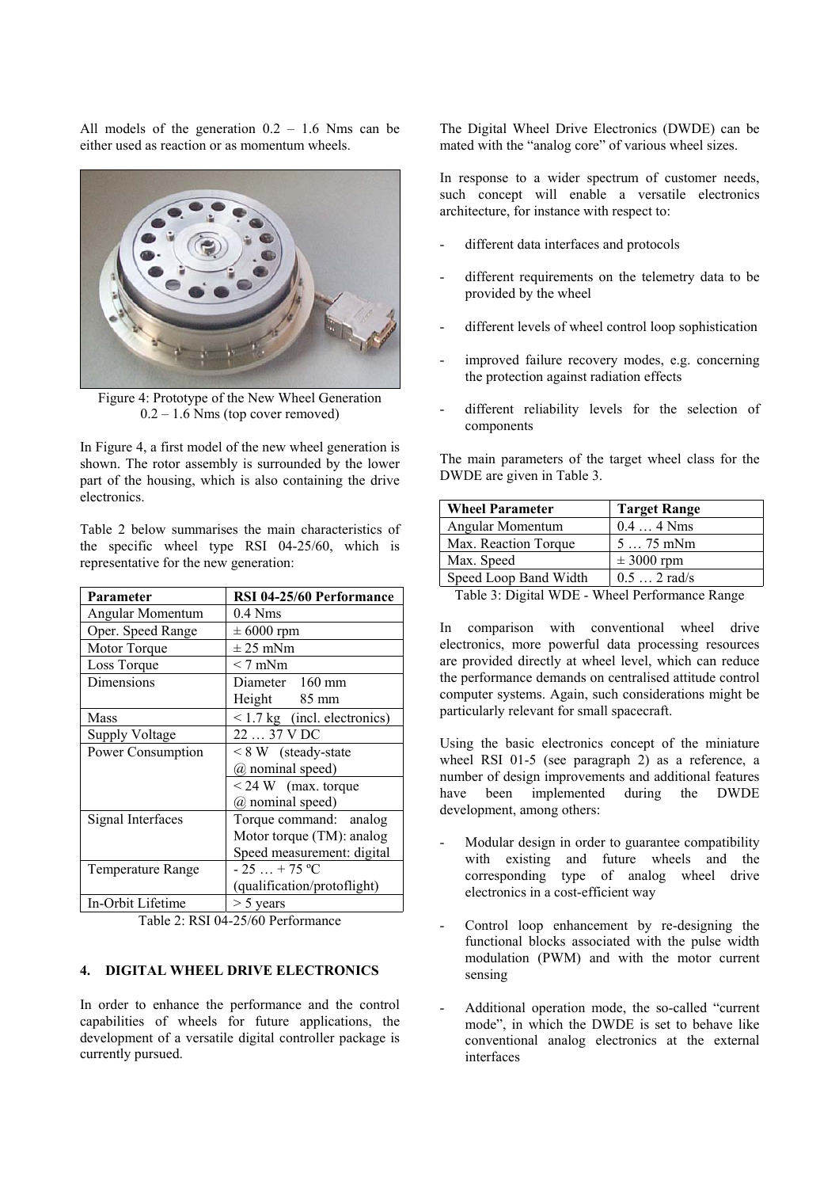All models of the generation 0.2 – 1.6 Nms can be either used as reaction or as momentum wheels.

Figure 4: Prototype of the New Wheel Generation 0.2 – 1.6 Nms (top cover removed)

In Figure 4, a first model of the new wheel generation is shown. The rotor assembly is surrounded by the lower part of the housing, which is also containing the drive electronics.

Table 2 below summarises the main characteristics of the specific wheel type RSI 04-25/60, which is representative for the new generation:

| Parameter | RSI 04-25/60 Performance |
|---|---|
| Angular Momentum | 0.4 Nms |
| Oper. Speed Range | ± 6000 rpm |
| Motor Torque | ± 25 mNm |
| Loss Torque | < 7 mNm |
| Dimensions | Diameter 160 mm<br>Height 85 mm |
| Mass | < 1.7 kg (incl. electronics) |
| Supply Voltage | 22 … 37 V DC |
| Power Consumption | < 8 W (steady-state @ nominal speed) |
| | < 24 W (max. torque @ nominal speed) |
| Signal Interfaces | Torque command: analog<br>Motor torque (TM): analog<br>Speed measurement: digital |
| Temperature Range | - 25 … + 75 ºC (qualification/protoflight) |
| In-Orbit Lifetime | > 5 years |

Table 2: RSI 04-25/60 Performance

## 4. DIGITAL WHEEL DRIVE ELECTRONICS

In order to enhance the performance and the control capabilities of wheels for future applications, the development of a versatile digital controller package is currently pursued.

The Digital Wheel Drive Electronics (DWDE) can be mated with the "analog core" of various wheel sizes.

In response to a wider spectrum of customer needs, such concept will enable a versatile electronics architecture, for instance with respect to:

- different data interfaces and protocols
- different requirements on the telemetry data to be provided by the wheel
- different levels of wheel control loop sophistication
- improved failure recovery modes, e.g. concerning the protection against radiation effects
- different reliability levels for the selection of components

The main parameters of the target wheel class for the DWDE are given in Table 3.

| Wheel Parameter | Target Range |
|---|---|
| Angular Momentum | 0.4 … 4 Nms |
| Max. Reaction Torque | 5 … 75 mNm |
| Max. Speed | ± 3000 rpm |
| Speed Loop Band Width | 0.5 … 2 rad/s |

Table 3: Digital WDE - Wheel Performance Range

In comparison with conventional wheel drive electronics, more powerful data processing resources are provided directly at wheel level, which can reduce the performance demands on centralised attitude control computer systems. Again, such considerations might be particularly relevant for small spacecraft.

Using the basic electronics concept of the miniature wheel RSI 01-5 (see paragraph 2) as a reference, a number of design improvements and additional features have been implemented during the DWDE development, among others:

- Modular design in order to guarantee compatibility with existing and future wheels and the corresponding type of analog wheel drive electronics in a cost-efficient way
- Control loop enhancement by re-designing the functional blocks associated with the pulse width modulation (PWM) and with the motor current sensing
- Additional operation mode, the so-called "current mode", in which the DWDE is set to behave like conventional analog electronics at the external interfaces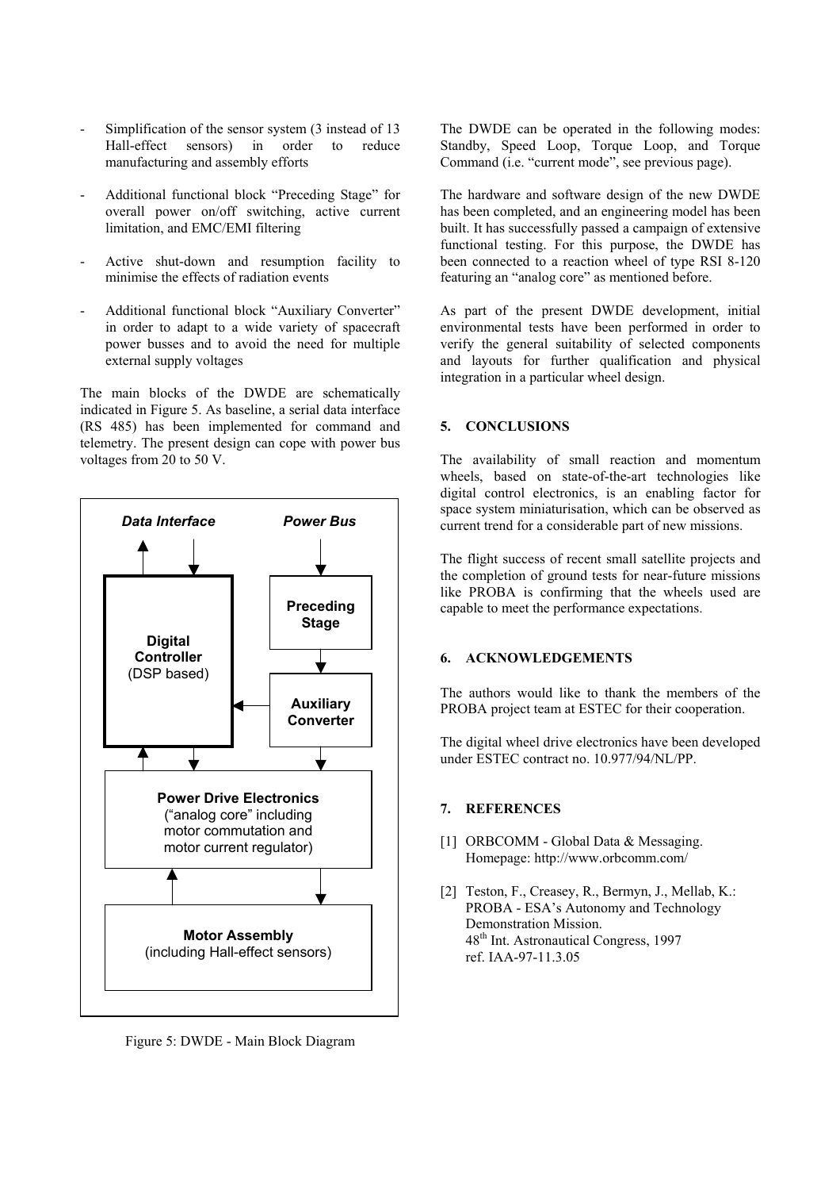- Simplification of the sensor system (3 instead of 13 Hall-effect sensors) in order to reduce manufacturing and assembly efforts

- Additional functional block "Preceding Stage" for overall power on/off switching, active current limitation, and EMC/EMI filtering

- Active shut-down and resumption facility to minimise the effects of radiation events

- Additional functional block "Auxiliary Converter" in order to adapt to a wide variety of spacecraft power busses and to avoid the need for multiple external supply voltages

The main blocks of the DWDE are schematically indicated in Figure 5. As baseline, a serial data interface (RS 485) has been implemented for command and telemetry. The present design can cope with power bus voltages from 20 to 50 V.

*Data Interface*

*Power Bus*

**Preceding Stage**

**Digital Controller** (DSP based)

**Auxiliary Converter**

**Power Drive Electronics** ("analog core" including motor commutation and motor current regulator)

**Motor Assembly** (including Hall-effect sensors)

Figure 5: DWDE - Main Block Diagram

The DWDE can be operated in the following modes: Standby, Speed Loop, Torque Loop, and Torque Command (i.e. "current mode", see previous page).

The hardware and software design of the new DWDE has been completed, and an engineering model has been built. It has successfully passed a campaign of extensive functional testing. For this purpose, the DWDE has been connected to a reaction wheel of type RSI 8-120 featuring an "analog core" as mentioned before.

As part of the present DWDE development, initial environmental tests have been performed in order to verify the general suitability of selected components and layouts for further qualification and physical integration in a particular wheel design.

## 5. CONCLUSIONS

The availability of small reaction and momentum wheels, based on state-of-the-art technologies like digital control electronics, is an enabling factor for space system miniaturisation, which can be observed as current trend for a considerable part of new missions.

The flight success of recent small satellite projects and the completion of ground tests for near-future missions like PROBA is confirming that the wheels used are capable to meet the performance expectations.

## 6. ACKNOWLEDGEMENTS

The authors would like to thank the members of the PROBA project team at ESTEC for their cooperation.

The digital wheel drive electronics have been developed under ESTEC contract no. 10.977/94/NL/PP.

## 7. REFERENCES

[1] ORBCOMM - Global Data & Messaging. Homepage: http://www.orbcomm.com/

[2] Teston, F., Creasey, R., Bermyn, J., Mellab, K.: PROBA - ESA's Autonomy and Technology Demonstration Mission. 48th Int. Astronautical Congress, 1997 ref. IAA-97-11.3.05